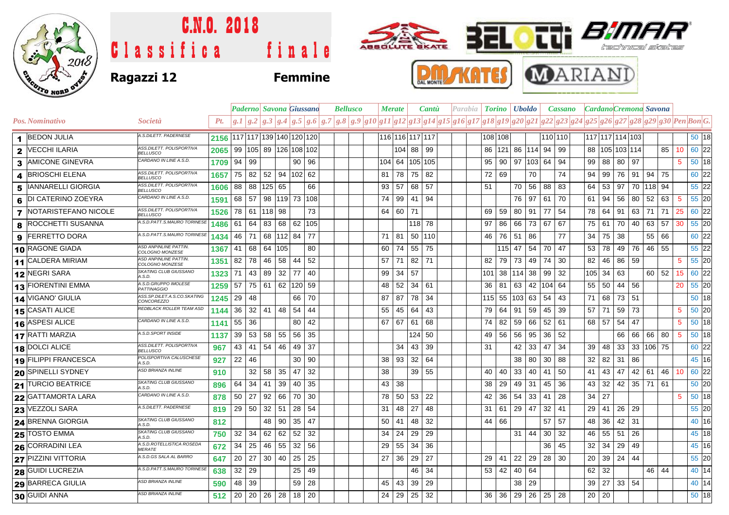# C.N.O. 2018

# Classifica finale

**Ragazzi 12** **Femmine**

| | | | | Paderno | | Savona | | Giussano | | Bellusco | | | | Merate | | Cantù | | Parabia | | | Torino | | Uboldo | | Cassano | | | Cardano | | Cremona | | Savona | | | | |
|---|---|---|---|---|---|---|---|---|---|---|---|---|---|---|---|---|---|---|---|---|---|---|---|---|---|---|---|---|---|---|---|---|---|---|---|---|
| Pos. | Nominativo | Società | Pt. | g.1 | g.2 | g.3 | g.4 | g.5 | g.6 | g.7 | g.8 | g.9 | g10 | g11 | g12 | g13 | g14 | g15 | g16 | g17 | g18 | g19 | g20 | g21 | g22 | g23 | g24 | g25 | g26 | g27 | g28 | g29 | g30 | Pen | Bon | G. |
| 1 | BEDON JULIA | A.S.DILETT. PADERNESE | 2156 | 117 | 117 | 139 | 140 | 120 | 120 | | | | | 116 | 116 | 117 | 117 | | | | 108 | 108 | | | 110 | 110 | | 117 | 117 | 114 | 103 | | | | 50 | 18 |
| 2 | VECCHI ILARIA | ASS.DILETT. POLISPORTIVA BELLUSCO | 2065 | 99 | 105 | 89 | 126 | 108 | 102 | | | | | | 104 | 88 | 99 | | | | 86 | 121 | 86 | 114 | 94 | 99 | | 88 | 105 | 103 | 114 | | 85 | 10 | 60 | 22 |
| 3 | AMICONE GINEVRA | CARDANO IN LINE A.S.D. | 1709 | 94 | 99 | | | 90 | 96 | | | | | 104 | 64 | 105 | 105 | | | | 95 | 90 | 97 | 103 | 64 | 94 | | 99 | 88 | 80 | 97 | | | 5 | 50 | 18 |
| 4 | BRIOSCHI ELENA | ASS.DILETT. POLISPORTIVA BELLUSCO | 1657 | 75 | 82 | 52 | 94 | 102 | 62 | | | | | 81 | 78 | 75 | 82 | | | | 72 | 69 | | 70 | | 74 | | 94 | 99 | 76 | 91 | 94 | 75 | | 60 | 22 |
| 5 | IANNARELLI GIORGIA | ASS.DILETT. POLISPORTIVA BELLUSCO | 1606 | 88 | 88 | 125 | 65 | | 66 | | | | | 93 | 57 | 68 | 57 | | | | 51 | | 70 | 56 | 88 | 83 | | 64 | 53 | 97 | 70 | 118 | 94 | | 55 | 22 |
| 6 | DI CATERINO ZOEYRA | CARDANO IN LINE A.S.D. | 1591 | 68 | 57 | 98 | 119 | 73 | 108 | | | | | 74 | 99 | 41 | 94 | | | | | | 76 | 97 | 61 | 70 | | 61 | 94 | 56 | 80 | 52 | 63 | 5 | 55 | 20 |
| 7 | NOTARISTEFANO NICOLE | ASS.DILETT. POLISPORTIVA BELLUSCO | 1526 | 78 | 61 | 118 | 98 | | 73 | | | | | 64 | 60 | 71 | | | | | 69 | 59 | 80 | 91 | 77 | 54 | | 78 | 64 | 91 | 63 | 71 | 71 | 25 | 60 | 22 |
| 8 | ROCCHETTI SUSANNA | A.S.D.PATT.S.MAURO TORINESE | 1486 | 61 | 64 | 83 | 68 | 62 | 105 | | | | | | | 118 | 78 | | | | 97 | 86 | 66 | 73 | 67 | 67 | | 75 | 61 | 70 | 40 | 63 | 57 | 30 | 55 | 20 |
| 9 | FERRETTO DORA | A.S.D.PATT.S.MAURO TORINESE | 1434 | 46 | 71 | 68 | 112 | 84 | 77 | | | | | 71 | 81 | 50 | 110 | | | | 46 | 76 | 51 | 86 | | 77 | | 34 | 75 | 38 | | 55 | 66 | | 60 | 22 |
| 10 | RAGONE GIADA | ASD ANPINLINE PATTIN. COLOGNO MONZESE | 1367 | 41 | 68 | 64 | 105 | | 80 | | | | | 60 | 74 | 55 | 75 | | | | | 115 | 47 | 54 | 70 | 47 | | 53 | 78 | 49 | 76 | 46 | 55 | | 55 | 22 |
| 11 | CALDERA MIRIAM | ASD ANPINLINE PATTIN. COLOGNO MONZESE | 1351 | 82 | 78 | 46 | 58 | 44 | 52 | | | | | 57 | 71 | 82 | 71 | | | | 82 | 79 | 73 | 49 | 74 | 30 | | 82 | 46 | 86 | 59 | | | 5 | 55 | 20 |
| 12 | NEGRI SARA | SKATING CLUB GIUSSANO A.S.D. | 1323 | 71 | 43 | 89 | 32 | 77 | 40 | | | | | 99 | 34 | 57 | | | | | 101 | 38 | 114 | 38 | 99 | 32 | | 105 | 34 | 63 | | 60 | 52 | 15 | 60 | 22 |
| 13 | FIORENTINI EMMA | A.S.D.GRUPPO IMOLESE PATTINAGGIO | 1259 | 57 | 75 | 61 | 62 | 120 | 59 | | | | | 48 | 52 | 34 | 61 | | | | 36 | 81 | 63 | 42 | 104 | 64 | | 55 | 50 | 44 | 56 | | | 20 | 55 | 20 |
| 14 | VIGANO' GIULIA | ASS.SP.DILET.A.S.CO.SKATING CONCOREZZO | 1245 | 29 | 48 | | | 66 | 70 | | | | | 87 | 87 | 78 | 34 | | | | 115 | 55 | 103 | 63 | 54 | 43 | | 71 | 68 | 73 | 51 | | | | 50 | 18 |
| 15 | CASATI ALICE | REDBLACK ROLLER TEAM ASD | 1144 | 36 | 32 | 41 | 48 | 54 | 44 | | | | | 55 | 45 | 64 | 43 | | | | 79 | 64 | 91 | 59 | 45 | 39 | | 57 | 71 | 59 | 73 | | | 5 | 50 | 20 |
| 16 | ASPESI ALICE | CARDANO IN LINE A.S.D. | 1141 | 55 | 36 | | | 80 | 42 | | | | | 67 | 67 | 61 | 68 | | | | 74 | 82 | 59 | 66 | 52 | 61 | | 68 | 57 | 54 | 47 | | | 5 | 50 | 18 |
| 17 | RATTI MARZIA | A.S.D.SPORT INSIDE | 1137 | 39 | 53 | 58 | 55 | 56 | 35 | | | | | | | 124 | 50 | | | | 49 | 56 | 56 | 95 | 36 | 52 | | | | 66 | 66 | 66 | 80 | 5 | 50 | 18 |
| 18 | DOLCI ALICE | ASS.DILETT. POLISPORTIVA BELLUSCO | 967 | 43 | 41 | 54 | 46 | 49 | 37 | | | | | | 34 | 43 | 39 | | | | 31 | | 42 | 33 | 47 | 34 | | 39 | 48 | 33 | 33 | 106 | 75 | | 60 | 22 |
| 19 | FILIPPI FRANCESCA | POLISPORTIVA CALUSCHESE A.S.D. | 927 | 22 | 46 | | | 30 | 90 | | | | | 38 | 93 | 32 | 64 | | | | | | 38 | 80 | 30 | 88 | | 32 | 82 | 31 | 86 | | | | 45 | 16 |
| 20 | SPINELLI SYDNEY | ASD BRIANZA INLINE | 910 | | 32 | 58 | 35 | 47 | 32 | | | | | 38 | | 39 | 55 | | | | 40 | 40 | 33 | 40 | 41 | 50 | | 41 | 43 | 47 | 42 | 61 | 46 | 10 | 60 | 22 |
| 21 | TURCIO BEATRICE | SKATING CLUB GIUSSANO A.S.D. | 896 | 64 | 34 | 41 | 39 | 40 | 35 | | | | | 43 | 38 | | | | | | 38 | 29 | 49 | 31 | 45 | 36 | | 43 | 32 | 42 | 35 | 71 | 61 | | 50 | 20 |
| 22 | GATTAMORTA LARA | CARDANO IN LINE A.S.D. | 878 | 50 | 27 | 92 | 66 | 70 | 30 | | | | | 78 | 50 | 53 | 22 | | | | 42 | 36 | 54 | 33 | 41 | 28 | | 34 | 27 | | | | | 5 | 50 | 18 |
| 23 | VEZZOLI SARA | A.S.DILETT. PADERNESE | 819 | 29 | 50 | 32 | 51 | 28 | 54 | | | | | 31 | 48 | 27 | 48 | | | | 31 | 61 | 29 | 47 | 32 | 41 | | 29 | 41 | 26 | 29 | | | | 55 | 20 |
| 24 | BRENNA GIORGIA | SKATING CLUB GIUSSANO A.S.D. | 812 | | | 48 | 90 | 35 | 47 | | | | | 50 | 41 | 48 | 32 | | | | 44 | 66 | | | 57 | 57 | | 48 | 36 | 42 | 31 | | | | 40 | 16 |
| 25 | TOSTO EMMA | SKATING CLUB GIUSSANO A.S.D. | 750 | 32 | 34 | 62 | 62 | 52 | 32 | | | | | 34 | 24 | 29 | 29 | | | | | | 31 | 44 | 30 | 32 | | 46 | 55 | 51 | 26 | | | | 45 | 18 |
| 26 | CORRADINI LEA | A.S.D.ROTELLISTICA ROSEDA MERATE | 672 | 34 | 25 | 46 | 55 | 32 | 56 | | | | | 29 | 55 | 34 | 36 | | | | | | | | 36 | 45 | | 32 | 34 | 29 | 49 | | | | 45 | 16 |
| 27 | PIZZINI VITTORIA | A.S.D.GS SALA AL BARRO | 647 | 20 | 27 | 30 | 40 | 25 | 25 | | | | | 27 | 36 | 29 | 27 | | | | 29 | 41 | 22 | 29 | 28 | 30 | | 20 | 39 | 24 | 44 | | | | 55 | 20 |
| 28 | GUIDI LUCREZIA | A.S.D.PATT.S.MAURO TORINESE | 638 | 32 | 29 | | | 25 | 49 | | | | | | | 46 | 34 | | | | 53 | 42 | 40 | 64 | | | | 62 | 32 | | | 46 | 44 | | 40 | 14 |
| 29 | BARRECA GIULIA | ASD BRIANZA INLINE | 590 | 48 | 39 | | | 59 | 28 | | | | | 45 | 43 | 39 | 29 | | | | | | 38 | 29 | | | | 39 | 27 | 33 | 54 | | | | 40 | 14 |
| 30 | GUIDI ANNA | ASD BRIANZA INLINE | 512 | 20 | 20 | 26 | 28 | 18 | 20 | | | | | 24 | 29 | 25 | 32 | | | | 36 | 36 | 29 | 26 | 25 | 28 | | 20 | 20 | | | | | | 50 | 18 |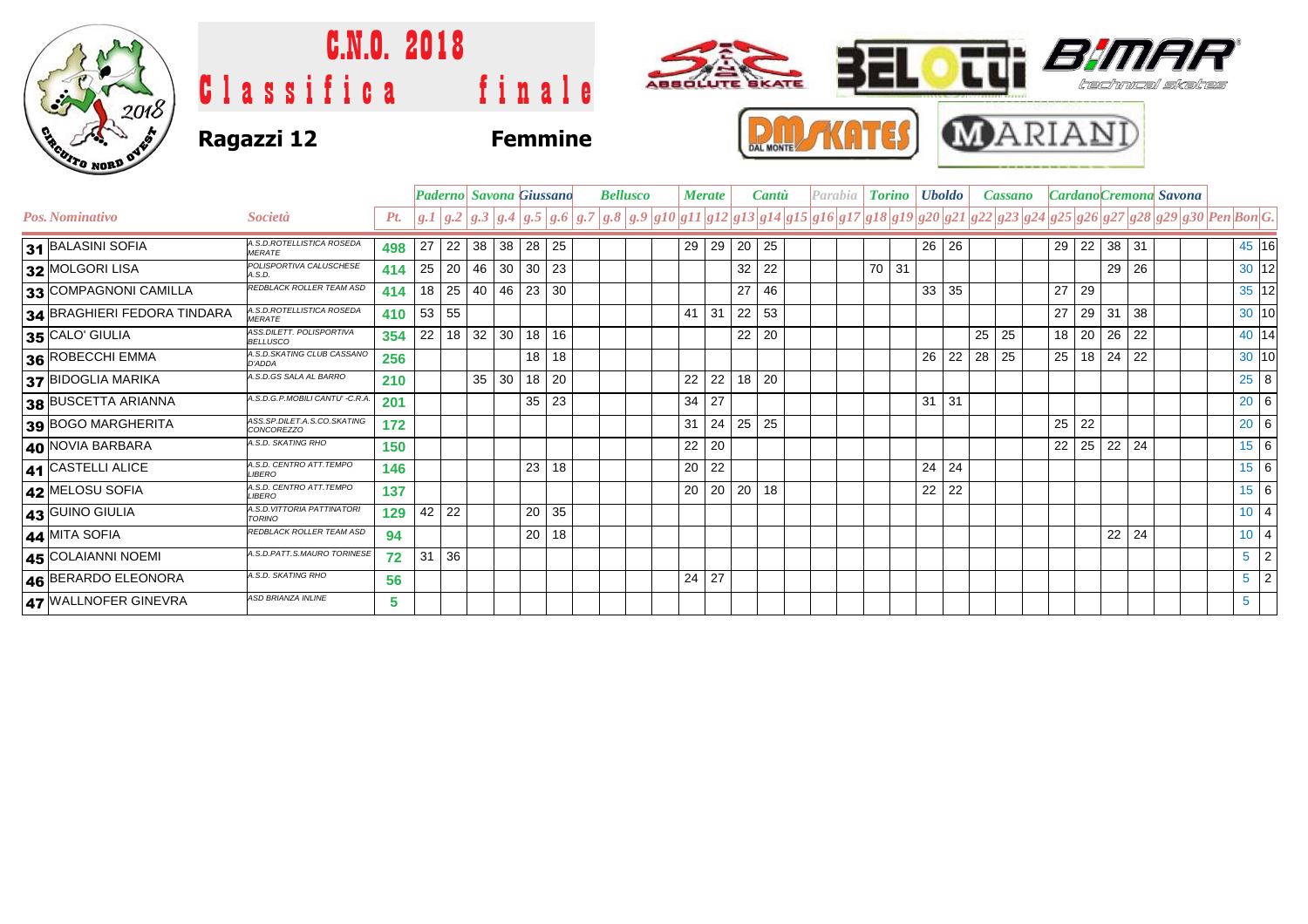# C.N.O. 2018

# Classifica finale

**Ragazzi 12** **Femmine**

| | | | | Paderno | | Savona | | Giussano | | | Bellusco | | | Merate | | Cantù | | Parabia | | | Torino | | Uboldo | | Cassano | | | Cardano | | Cremona | | Savona | | | | |
|---|---|---|---|---|---|---|---|---|---|---|---|---|---|---|---|---|---|---|---|---|---|---|---|---|---|---|---|---|---|---|---|---|---|---|---|---|
| **Pos.** | **Nominativo** | **Società** | **Pt.** | g.1 | g.2 | g.3 | g.4 | g.5 | g.6 | g.7 | g.8 | g.9 | g10 | g11 | g12 | g13 | g14 | g15 | g16 | g17 | g18 | g19 | g20 | g21 | g22 | g23 | g24 | g25 | g26 | g27 | g28 | g29 | g30 | Pen | Bon | G. |
| 31 | BALASINI SOFIA | A.S.D.ROTELLISTICA ROSEDA MERATE | 498 | 27 | 22 | 38 | 38 | 28 | 25 | | | | | 29 | 29 | 20 | 25 | | | | | | 26 | 26 | | | | 29 | 22 | 38 | 31 | | | | 45 | 16 |
| 32 | MOLGORI LISA | POLISPORTIVA CALUSCHESE A.S.D. | 414 | 25 | 20 | 46 | 30 | 30 | 23 | | | | | | | 32 | 22 | | | | 70 | 31 | | | | | | | | 29 | 26 | | | | 30 | 12 |
| 33 | COMPAGNONI CAMILLA | REDBLACK ROLLER TEAM ASD | 414 | 18 | 25 | 40 | 46 | 23 | 30 | | | | | | | 27 | 46 | | | | | | 33 | 35 | | | | 27 | 29 | | | | | | 35 | 12 |
| 34 | BRAGHIERI FEDORA TINDARA | A.S.D.ROTELLISTICA ROSEDA MERATE | 410 | 53 | 55 | | | | | | | | | 41 | 31 | 22 | 53 | | | | | | | | | | | 27 | 29 | 31 | 38 | | | | 30 | 10 |
| 35 | CALO' GIULIA | ASS.DILETT. POLISPORTIVA BELLUSCO | 354 | 22 | 18 | 32 | 30 | 18 | 16 | | | | | | | 22 | 20 | | | | | | | | 25 | 25 | | 18 | 20 | 26 | 22 | | | | 40 | 14 |
| 36 | ROBECCHI EMMA | A.S.D.SKATING CLUB CASSANO D'ADDA | 256 | | | | | 18 | 18 | | | | | | | | | | | | | | 26 | 22 | 28 | 25 | | 25 | 18 | 24 | 22 | | | | 30 | 10 |
| 37 | BIDOGLIA MARIKA | A.S.D.GS SALA AL BARRO | 210 | | | 35 | 30 | 18 | 20 | | | | | 22 | 22 | 18 | 20 | | | | | | | | | | | | | | | | | | 25 | 8 |
| 38 | BUSCETTA ARIANNA | A.S.D.G.P.MOBILI CANTU' -C.R.A. | 201 | | | | | 35 | 23 | | | | | 34 | 27 | | | | | | | | 31 | 31 | | | | | | | | | | | 20 | 6 |
| 39 | BOGO MARGHERITA | ASS.SP.DILET.A.S.CO.SKATING CONCOREZZO | 172 | | | | | | | | | | | 31 | 24 | 25 | 25 | | | | | | | | | | | 25 | 22 | | | | | | 20 | 6 |
| 40 | NOVIA BARBARA | A.S.D. SKATING RHO | 150 | | | | | | | | | | | 22 | 20 | | | | | | | | | | | | | 22 | 25 | 22 | 24 | | | | 15 | 6 |
| 41 | CASTELLI ALICE | A.S.D. CENTRO ATT.TEMPO LIBERO | 146 | | | | | 23 | 18 | | | | | 20 | 22 | | | | | | | | 24 | 24 | | | | | | | | | | | 15 | 6 |
| 42 | MELOSU SOFIA | A.S.D. CENTRO ATT.TEMPO LIBERO | 137 | | | | | | | | | | | 20 | 20 | 20 | 18 | | | | | | 22 | 22 | | | | | | | | | | | 15 | 6 |
| 43 | GUINO GIULIA | A.S.D.VITTORIA PATTINATORI TORINO | 129 | 42 | 22 | | | 20 | 35 | | | | | | | | | | | | | | | | | | | | | | | | | | 10 | 4 |
| 44 | MITA SOFIA | REDBLACK ROLLER TEAM ASD | 94 | | | | | 20 | 18 | | | | | | | | | | | | | | | | | | | | | 22 | 24 | | | | 10 | 4 |
| 45 | COLAIANNI NOEMI | A.S.D.PATT.S.MAURO TORINESE | 72 | 31 | 36 | | | | | | | | | | | | | | | | | | | | | | | | | | | | | | 5 | 2 |
| 46 | BERARDO ELEONORA | A.S.D. SKATING RHO | 56 | | | | | | | | | | | 24 | 27 | | | | | | | | | | | | | | | | | | | | 5 | 2 |
| 47 | WALLNOFER GINEVRA | ASD BRIANZA INLINE | 5 | | | | | | | | | | | | | | | | | | | | | | | | | | | | | | | | 5 | |